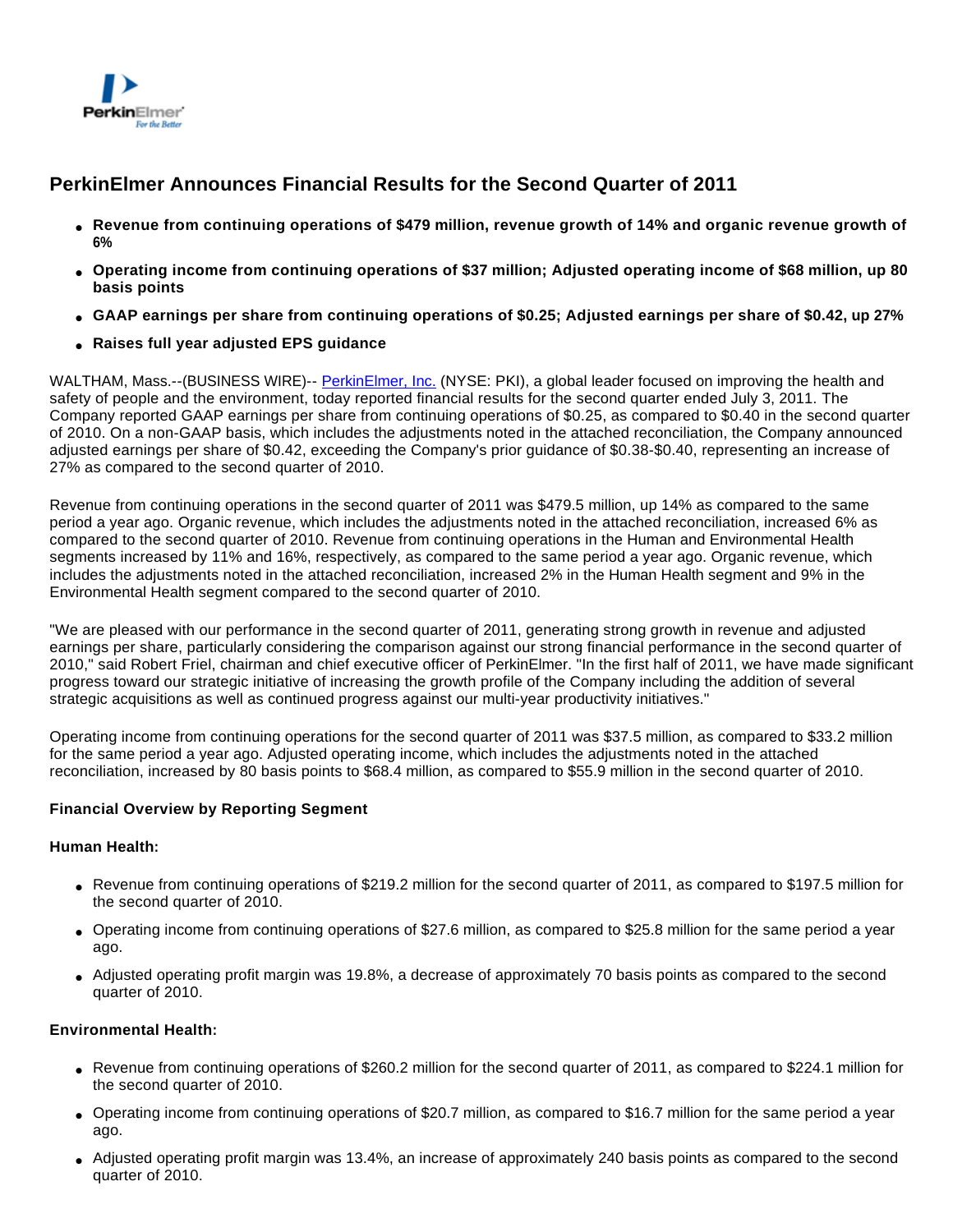# PerkinElmer Announces Financial Results for the Second Quarter of 2011

- **Revenue from continuing operations of $479 million, revenue growth of 14% and organic revenue growth of 6%**
- **Operating income from continuing operations of $37 million; Adjusted operating income of $68 million, up 80 basis points**
- **GAAP earnings per share from continuing operations of $0.25; Adjusted earnings per share of $0.42, up 27%**
- **Raises full year adjusted EPS guidance**

WALTHAM, Mass.--(BUSINESS WIRE)-- PerkinElmer, Inc. (NYSE: PKI), a global leader focused on improving the health and safety of people and the environment, today reported financial results for the second quarter ended July 3, 2011. The Company reported GAAP earnings per share from continuing operations of $0.25, as compared to $0.40 in the second quarter of 2010. On a non-GAAP basis, which includes the adjustments noted in the attached reconciliation, the Company announced adjusted earnings per share of $0.42, exceeding the Company's prior guidance of $0.38-$0.40, representing an increase of 27% as compared to the second quarter of 2010.

Revenue from continuing operations in the second quarter of 2011 was $479.5 million, up 14% as compared to the same period a year ago. Organic revenue, which includes the adjustments noted in the attached reconciliation, increased 6% as compared to the second quarter of 2010. Revenue from continuing operations in the Human and Environmental Health segments increased by 11% and 16%, respectively, as compared to the same period a year ago. Organic revenue, which includes the adjustments noted in the attached reconciliation, increased 2% in the Human Health segment and 9% in the Environmental Health segment compared to the second quarter of 2010.

"We are pleased with our performance in the second quarter of 2011, generating strong growth in revenue and adjusted earnings per share, particularly considering the comparison against our strong financial performance in the second quarter of 2010," said Robert Friel, chairman and chief executive officer of PerkinElmer. "In the first half of 2011, we have made significant progress toward our strategic initiative of increasing the growth profile of the Company including the addition of several strategic acquisitions as well as continued progress against our multi-year productivity initiatives."

Operating income from continuing operations for the second quarter of 2011 was $37.5 million, as compared to $33.2 million for the same period a year ago. Adjusted operating income, which includes the adjustments noted in the attached reconciliation, increased by 80 basis points to $68.4 million, as compared to $55.9 million in the second quarter of 2010.

### Financial Overview by Reporting Segment

#### Human Health:

- Revenue from continuing operations of $219.2 million for the second quarter of 2011, as compared to $197.5 million for the second quarter of 2010.
- Operating income from continuing operations of $27.6 million, as compared to $25.8 million for the same period a year ago.
- Adjusted operating profit margin was 19.8%, a decrease of approximately 70 basis points as compared to the second quarter of 2010.

#### Environmental Health:

- Revenue from continuing operations of $260.2 million for the second quarter of 2011, as compared to $224.1 million for the second quarter of 2010.
- Operating income from continuing operations of $20.7 million, as compared to $16.7 million for the same period a year ago.
- Adjusted operating profit margin was 13.4%, an increase of approximately 240 basis points as compared to the second quarter of 2010.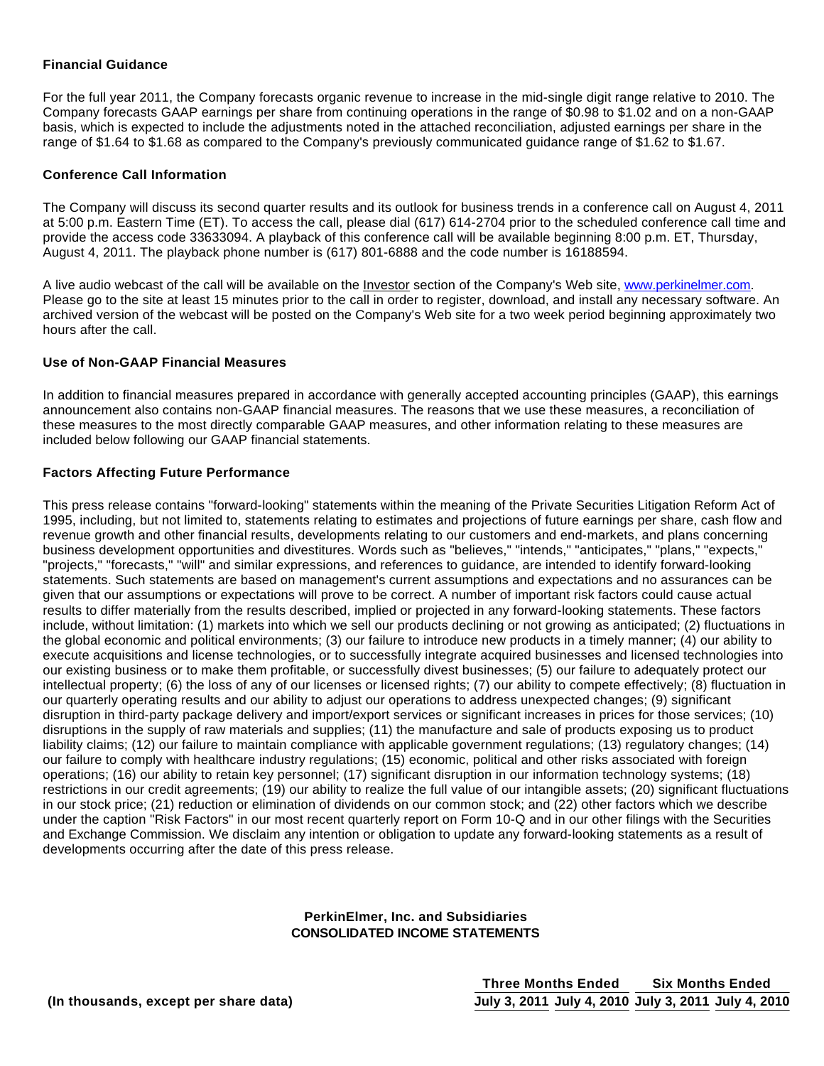### Financial Guidance

For the full year 2011, the Company forecasts organic revenue to increase in the mid-single digit range relative to 2010. The Company forecasts GAAP earnings per share from continuing operations in the range of $0.98 to $1.02 and on a non-GAAP basis, which is expected to include the adjustments noted in the attached reconciliation, adjusted earnings per share in the range of $1.64 to $1.68 as compared to the Company's previously communicated guidance range of $1.62 to $1.67.

### Conference Call Information

The Company will discuss its second quarter results and its outlook for business trends in a conference call on August 4, 2011 at 5:00 p.m. Eastern Time (ET). To access the call, please dial (617) 614-2704 prior to the scheduled conference call time and provide the access code 33633094. A playback of this conference call will be available beginning 8:00 p.m. ET, Thursday, August 4, 2011. The playback phone number is (617) 801-6888 and the code number is 16188594.

A live audio webcast of the call will be available on the Investor section of the Company's Web site, www.perkinelmer.com. Please go to the site at least 15 minutes prior to the call in order to register, download, and install any necessary software. An archived version of the webcast will be posted on the Company's Web site for a two week period beginning approximately two hours after the call.

### Use of Non-GAAP Financial Measures

In addition to financial measures prepared in accordance with generally accepted accounting principles (GAAP), this earnings announcement also contains non-GAAP financial measures. The reasons that we use these measures, a reconciliation of these measures to the most directly comparable GAAP measures, and other information relating to these measures are included below following our GAAP financial statements.

### Factors Affecting Future Performance

This press release contains "forward-looking" statements within the meaning of the Private Securities Litigation Reform Act of 1995, including, but not limited to, statements relating to estimates and projections of future earnings per share, cash flow and revenue growth and other financial results, developments relating to our customers and end-markets, and plans concerning business development opportunities and divestitures. Words such as "believes," "intends," "anticipates," "plans," "expects," "projects," "forecasts," "will" and similar expressions, and references to guidance, are intended to identify forward-looking statements. Such statements are based on management's current assumptions and expectations and no assurances can be given that our assumptions or expectations will prove to be correct. A number of important risk factors could cause actual results to differ materially from the results described, implied or projected in any forward-looking statements. These factors include, without limitation: (1) markets into which we sell our products declining or not growing as anticipated; (2) fluctuations in the global economic and political environments; (3) our failure to introduce new products in a timely manner; (4) our ability to execute acquisitions and license technologies, or to successfully integrate acquired businesses and licensed technologies into our existing business or to make them profitable, or successfully divest businesses; (5) our failure to adequately protect our intellectual property; (6) the loss of any of our licenses or licensed rights; (7) our ability to compete effectively; (8) fluctuation in our quarterly operating results and our ability to adjust our operations to address unexpected changes; (9) significant disruption in third-party package delivery and import/export services or significant increases in prices for those services; (10) disruptions in the supply of raw materials and supplies; (11) the manufacture and sale of products exposing us to product liability claims; (12) our failure to maintain compliance with applicable government regulations; (13) regulatory changes; (14) our failure to comply with healthcare industry regulations; (15) economic, political and other risks associated with foreign operations; (16) our ability to retain key personnel; (17) significant disruption in our information technology systems; (18) restrictions in our credit agreements; (19) our ability to realize the full value of our intangible assets; (20) significant fluctuations in our stock price; (21) reduction or elimination of dividends on our common stock; and (22) other factors which we describe under the caption "Risk Factors" in our most recent quarterly report on Form 10-Q and in our other filings with the Securities and Exchange Commission. We disclaim any intention or obligation to update any forward-looking statements as a result of developments occurring after the date of this press release.

**PerkinElmer, Inc. and Subsidiaries**
**CONSOLIDATED INCOME STATEMENTS**

| | Three Months Ended | | Six Months Ended | |
|---|---|---|---|---|
| **(In thousands, except per share data)** | **July 3, 2011** | **July 4, 2010** | **July 3, 2011** | **July 4, 2010** |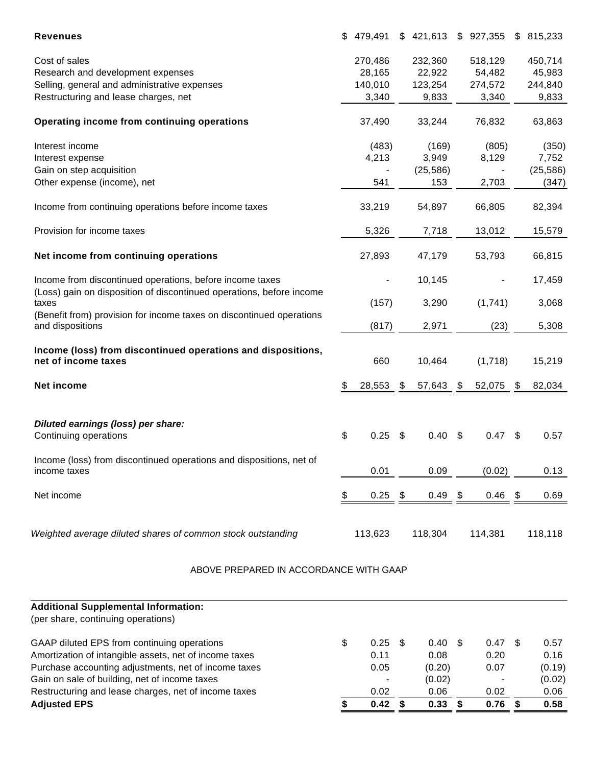| | | | | |
|---|---|---|---|---|
| **Revenues** | $ 479,491 | $ 421,613 | $ 927,355 | $ 815,233 |
| Cost of sales | 270,486 | 232,360 | 518,129 | 450,714 |
| Research and development expenses | 28,165 | 22,922 | 54,482 | 45,983 |
| Selling, general and administrative expenses | 140,010 | 123,254 | 274,572 | 244,840 |
| Restructuring and lease charges, net | 3,340 | 9,833 | 3,340 | 9,833 |
| **Operating income from continuing operations** | 37,490 | 33,244 | 76,832 | 63,863 |
| Interest income | (483) | (169) | (805) | (350) |
| Interest expense | 4,213 | 3,949 | 8,129 | 7,752 |
| Gain on step acquisition | - | (25,586) | - | (25,586) |
| Other expense (income), net | 541 | 153 | 2,703 | (347) |
| Income from continuing operations before income taxes | 33,219 | 54,897 | 66,805 | 82,394 |
| Provision for income taxes | 5,326 | 7,718 | 13,012 | 15,579 |
| **Net income from continuing operations** | 27,893 | 47,179 | 53,793 | 66,815 |
| Income from discontinued operations, before income taxes | - | 10,145 | - | 17,459 |
| (Loss) gain on disposition of discontinued operations, before income taxes | (157) | 3,290 | (1,741) | 3,068 |
| (Benefit from) provision for income taxes on discontinued operations and dispositions | (817) | 2,971 | (23) | 5,308 |
| **Income (loss) from discontinued operations and dispositions, net of income taxes** | 660 | 10,464 | (1,718) | 15,219 |
| **Net income** | $ 28,553 | $ 57,643 | $ 52,075 | $ 82,034 |
| ***Diluted earnings (loss) per share:*** | | | | |
| Continuing operations | $ 0.25 | $ 0.40 | $ 0.47 | $ 0.57 |
| Income (loss) from discontinued operations and dispositions, net of income taxes | 0.01 | 0.09 | (0.02) | 0.13 |
| Net income | $ 0.25 | $ 0.49 | $ 0.46 | $ 0.69 |
| *Weighted average diluted shares of common stock outstanding* | 113,623 | 118,304 | 114,381 | 118,118 |

ABOVE PREPARED IN ACCORDANCE WITH GAAP

| **Additional Supplemental Information:** (per share, continuing operations) | | | | |
|---|---|---|---|---|
| GAAP diluted EPS from continuing operations | $ 0.25 | $ 0.40 | $ 0.47 | $ 0.57 |
| Amortization of intangible assets, net of income taxes | 0.11 | 0.08 | 0.20 | 0.16 |
| Purchase accounting adjustments, net of income taxes | 0.05 | (0.20) | 0.07 | (0.19) |
| Gain on sale of building, net of income taxes | - | (0.02) | - | (0.02) |
| Restructuring and lease charges, net of income taxes | 0.02 | 0.06 | 0.02 | 0.06 |
| **Adjusted EPS** | **$ 0.42** | **$ 0.33** | **$ 0.76** | **$ 0.58** |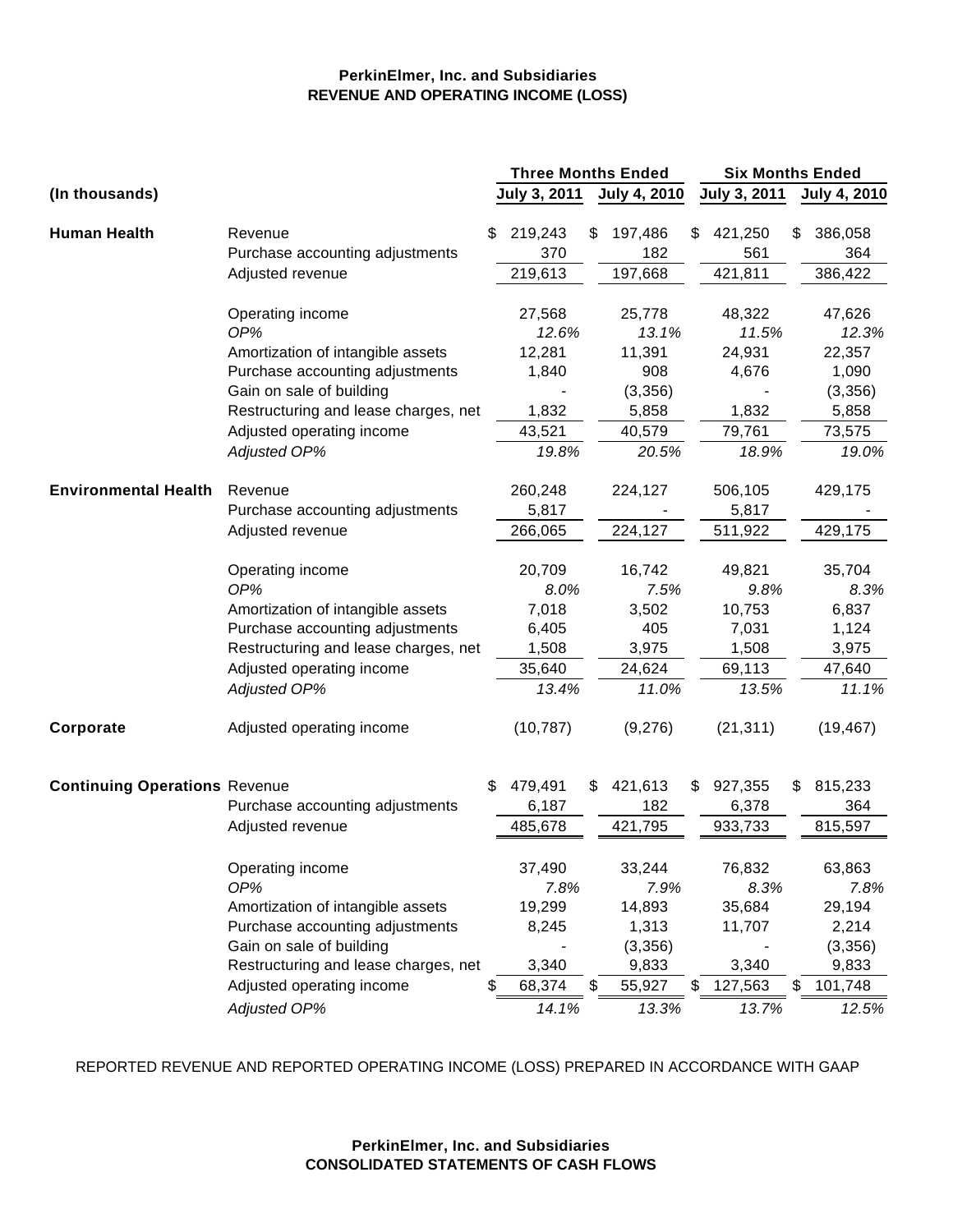**PerkinElmer, Inc. and Subsidiaries**
**REVENUE AND OPERATING INCOME (LOSS)**

| (In thousands) | | Three Months Ended | | Six Months Ended | |
|---|---|---|---|---|---|
| | | July 3, 2011 | July 4, 2010 | July 3, 2011 | July 4, 2010 |
| **Human Health** | Revenue | $ 219,243 | $ 197,486 | $ 421,250 | $ 386,058 |
| | Purchase accounting adjustments | 370 | 182 | 561 | 364 |
| | Adjusted revenue | 219,613 | 197,668 | 421,811 | 386,422 |
| | Operating income | 27,568 | 25,778 | 48,322 | 47,626 |
| | *OP%* | *12.6%* | *13.1%* | *11.5%* | *12.3%* |
| | Amortization of intangible assets | 12,281 | 11,391 | 24,931 | 22,357 |
| | Purchase accounting adjustments | 1,840 | 908 | 4,676 | 1,090 |
| | Gain on sale of building | - | (3,356) | - | (3,356) |
| | Restructuring and lease charges, net | 1,832 | 5,858 | 1,832 | 5,858 |
| | Adjusted operating income | 43,521 | 40,579 | 79,761 | 73,575 |
| | *Adjusted OP%* | *19.8%* | *20.5%* | *18.9%* | *19.0%* |
| **Environmental Health** | Revenue | 260,248 | 224,127 | 506,105 | 429,175 |
| | Purchase accounting adjustments | 5,817 | - | 5,817 | - |
| | Adjusted revenue | 266,065 | 224,127 | 511,922 | 429,175 |
| | Operating income | 20,709 | 16,742 | 49,821 | 35,704 |
| | *OP%* | *8.0%* | *7.5%* | *9.8%* | *8.3%* |
| | Amortization of intangible assets | 7,018 | 3,502 | 10,753 | 6,837 |
| | Purchase accounting adjustments | 6,405 | 405 | 7,031 | 1,124 |
| | Restructuring and lease charges, net | 1,508 | 3,975 | 1,508 | 3,975 |
| | Adjusted operating income | 35,640 | 24,624 | 69,113 | 47,640 |
| | *Adjusted OP%* | *13.4%* | *11.0%* | *13.5%* | *11.1%* |
| **Corporate** | Adjusted operating income | (10,787) | (9,276) | (21,311) | (19,467) |
| **Continuing Operations** | Revenue | $ 479,491 | $ 421,613 | $ 927,355 | $ 815,233 |
| | Purchase accounting adjustments | 6,187 | 182 | 6,378 | 364 |
| | Adjusted revenue | 485,678 | 421,795 | 933,733 | 815,597 |
| | Operating income | 37,490 | 33,244 | 76,832 | 63,863 |
| | *OP%* | *7.8%* | *7.9%* | *8.3%* | *7.8%* |
| | Amortization of intangible assets | 19,299 | 14,893 | 35,684 | 29,194 |
| | Purchase accounting adjustments | 8,245 | 1,313 | 11,707 | 2,214 |
| | Gain on sale of building | - | (3,356) | - | (3,356) |
| | Restructuring and lease charges, net | 3,340 | 9,833 | 3,340 | 9,833 |
| | Adjusted operating income | $ 68,374 | $ 55,927 | $ 127,563 | $ 101,748 |
| | *Adjusted OP%* | *14.1%* | *13.3%* | *13.7%* | *12.5%* |

REPORTED REVENUE AND REPORTED OPERATING INCOME (LOSS) PREPARED IN ACCORDANCE WITH GAAP

**PerkinElmer, Inc. and Subsidiaries**
**CONSOLIDATED STATEMENTS OF CASH FLOWS**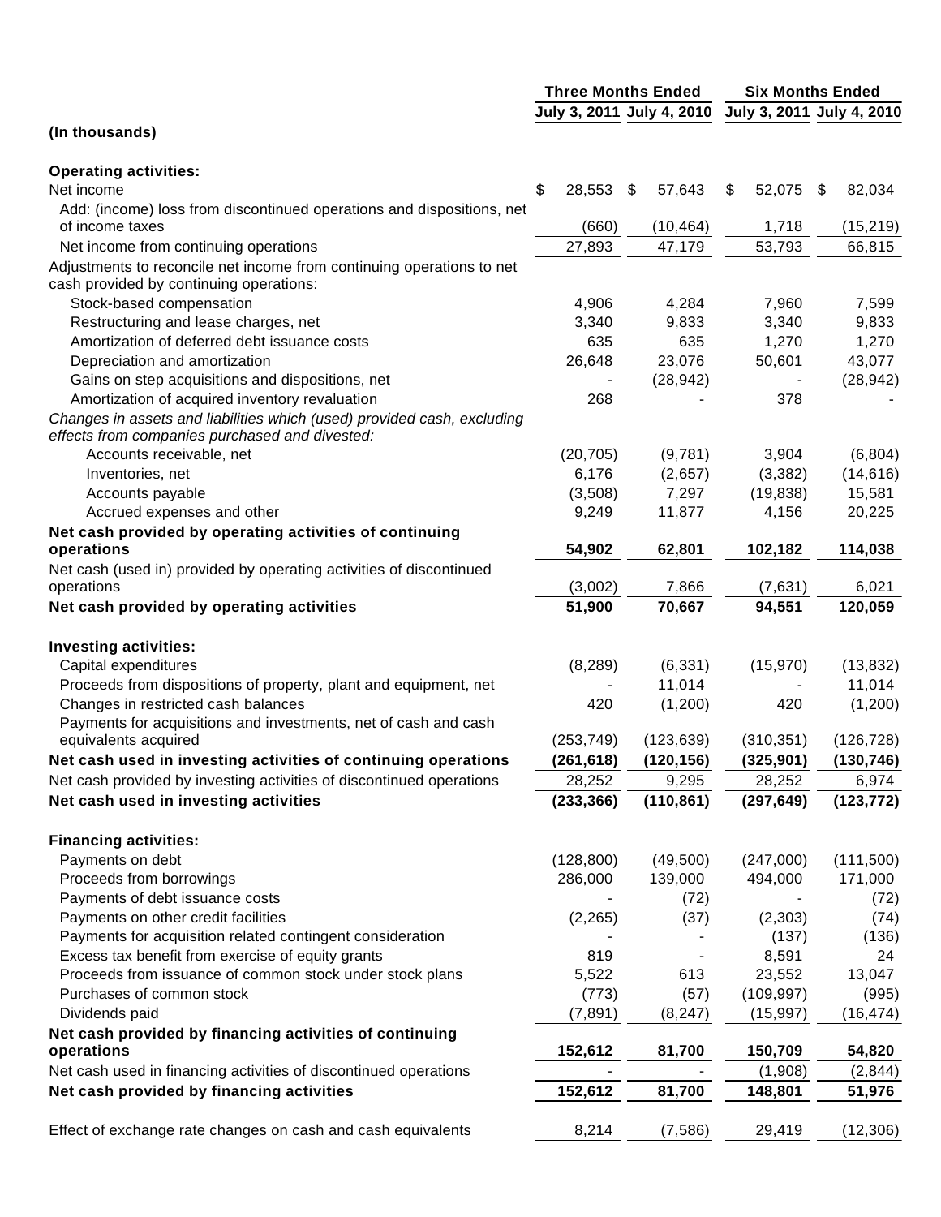| (In thousands) | Three Months Ended | | Six Months Ended | |
|---|---|---|---|---|
| | July 3, 2011 | July 4, 2010 | July 3, 2011 | July 4, 2010 |
| **Operating activities:** | | | | |
| Net income | $ 28,553 | $ 57,643 | $ 52,075 | $ 82,034 |
| Add: (income) loss from discontinued operations and dispositions, net of income taxes | (660) | (10,464) | 1,718 | (15,219) |
| Net income from continuing operations | 27,893 | 47,179 | 53,793 | 66,815 |
| Adjustments to reconcile net income from continuing operations to net cash provided by continuing operations: | | | | |
| Stock-based compensation | 4,906 | 4,284 | 7,960 | 7,599 |
| Restructuring and lease charges, net | 3,340 | 9,833 | 3,340 | 9,833 |
| Amortization of deferred debt issuance costs | 635 | 635 | 1,270 | 1,270 |
| Depreciation and amortization | 26,648 | 23,076 | 50,601 | 43,077 |
| Gains on step acquisitions and dispositions, net | - | (28,942) | - | (28,942) |
| Amortization of acquired inventory revaluation | 268 | - | 378 | - |
| *Changes in assets and liabilities which (used) provided cash, excluding effects from companies purchased and divested:* | | | | |
| Accounts receivable, net | (20,705) | (9,781) | 3,904 | (6,804) |
| Inventories, net | 6,176 | (2,657) | (3,382) | (14,616) |
| Accounts payable | (3,508) | 7,297 | (19,838) | 15,581 |
| Accrued expenses and other | 9,249 | 11,877 | 4,156 | 20,225 |
| **Net cash provided by operating activities of continuing operations** | **54,902** | **62,801** | **102,182** | **114,038** |
| Net cash (used in) provided by operating activities of discontinued operations | (3,002) | 7,866 | (7,631) | 6,021 |
| **Net cash provided by operating activities** | **51,900** | **70,667** | **94,551** | **120,059** |
| **Investing activities:** | | | | |
| Capital expenditures | (8,289) | (6,331) | (15,970) | (13,832) |
| Proceeds from dispositions of property, plant and equipment, net | - | 11,014 | - | 11,014 |
| Changes in restricted cash balances | 420 | (1,200) | 420 | (1,200) |
| Payments for acquisitions and investments, net of cash and cash equivalents acquired | (253,749) | (123,639) | (310,351) | (126,728) |
| **Net cash used in investing activities of continuing operations** | **(261,618)** | **(120,156)** | **(325,901)** | **(130,746)** |
| Net cash provided by investing activities of discontinued operations | 28,252 | 9,295 | 28,252 | 6,974 |
| **Net cash used in investing activities** | **(233,366)** | **(110,861)** | **(297,649)** | **(123,772)** |
| **Financing activities:** | | | | |
| Payments on debt | (128,800) | (49,500) | (247,000) | (111,500) |
| Proceeds from borrowings | 286,000 | 139,000 | 494,000 | 171,000 |
| Payments of debt issuance costs | - | (72) | - | (72) |
| Payments on other credit facilities | (2,265) | (37) | (2,303) | (74) |
| Payments for acquisition related contingent consideration | - | - | (137) | (136) |
| Excess tax benefit from exercise of equity grants | 819 | - | 8,591 | 24 |
| Proceeds from issuance of common stock under stock plans | 5,522 | 613 | 23,552 | 13,047 |
| Purchases of common stock | (773) | (57) | (109,997) | (995) |
| Dividends paid | (7,891) | (8,247) | (15,997) | (16,474) |
| **Net cash provided by financing activities of continuing operations** | **152,612** | **81,700** | **150,709** | **54,820** |
| Net cash used in financing activities of discontinued operations | - | - | (1,908) | (2,844) |
| **Net cash provided by financing activities** | **152,612** | **81,700** | **148,801** | **51,976** |
| Effect of exchange rate changes on cash and cash equivalents | 8,214 | (7,586) | 29,419 | (12,306) |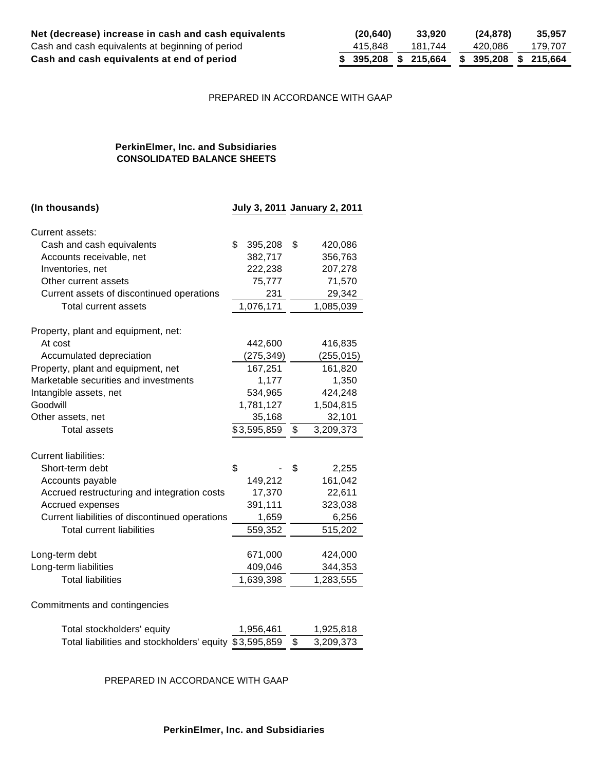| | | | | |
|---|---|---|---|---|
| **Net (decrease) increase in cash and cash equivalents** | **(20,640)** | **33,920** | **(24,878)** | **35,957** |
| Cash and cash equivalents at beginning of period | 415,848 | 181,744 | 420,086 | 179,707 |
| **Cash and cash equivalents at end of period** | **$ 395,208** | **$ 215,664** | **$ 395,208** | **$ 215,664** |

PREPARED IN ACCORDANCE WITH GAAP

**PerkinElmer, Inc. and Subsidiaries**
**CONSOLIDATED BALANCE SHEETS**

| **(In thousands)** | **July 3, 2011** | **January 2, 2011** |
|---|---|---|
| Current assets: | | |
| Cash and cash equivalents | $ 395,208 | $ 420,086 |
| Accounts receivable, net | 382,717 | 356,763 |
| Inventories, net | 222,238 | 207,278 |
| Other current assets | 75,777 | 71,570 |
| Current assets of discontinued operations | 231 | 29,342 |
| Total current assets | 1,076,171 | 1,085,039 |
| | | |
| Property, plant and equipment, net: | | |
| At cost | 442,600 | 416,835 |
| Accumulated depreciation | (275,349) | (255,015) |
| Property, plant and equipment, net | 167,251 | 161,820 |
| Marketable securities and investments | 1,177 | 1,350 |
| Intangible assets, net | 534,965 | 424,248 |
| Goodwill | 1,781,127 | 1,504,815 |
| Other assets, net | 35,168 | 32,101 |
| Total assets | $3,595,859 | $ 3,209,373 |
| | | |
| Current liabilities: | | |
| Short-term debt | $ - | $ 2,255 |
| Accounts payable | 149,212 | 161,042 |
| Accrued restructuring and integration costs | 17,370 | 22,611 |
| Accrued expenses | 391,111 | 323,038 |
| Current liabilities of discontinued operations | 1,659 | 6,256 |
| Total current liabilities | 559,352 | 515,202 |
| | | |
| Long-term debt | 671,000 | 424,000 |
| Long-term liabilities | 409,046 | 344,353 |
| Total liabilities | 1,639,398 | 1,283,555 |
| | | |
| Commitments and contingencies | | |
| | | |
| Total stockholders' equity | 1,956,461 | 1,925,818 |
| Total liabilities and stockholders' equity | $3,595,859 | $ 3,209,373 |

PREPARED IN ACCORDANCE WITH GAAP

**PerkinElmer, Inc. and Subsidiaries**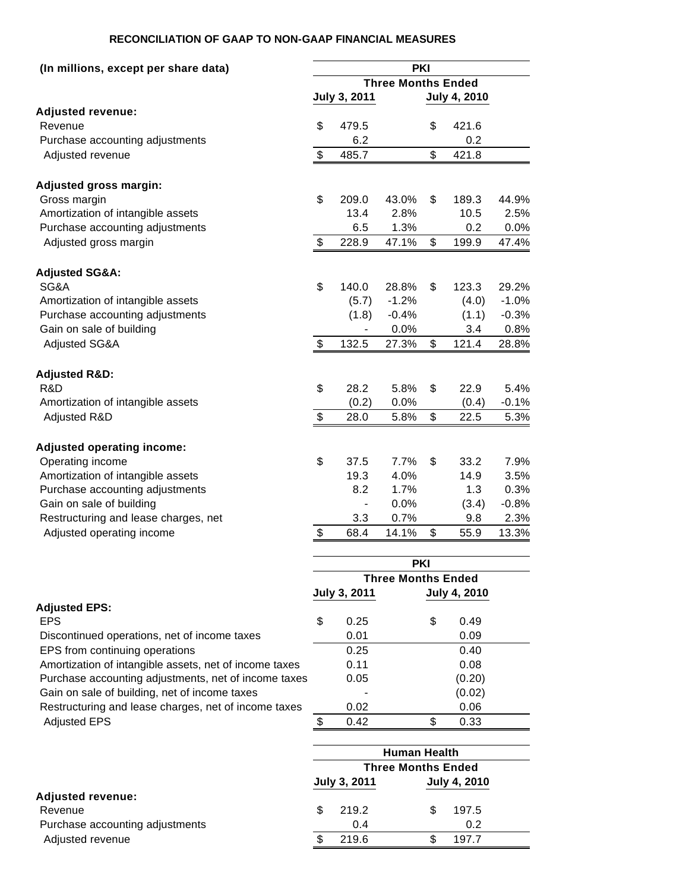## RECONCILIATION OF GAAP TO NON-GAAP FINANCIAL MEASURES

| (In millions, except per share data) | PKI | | | |
|---|---|---|---|---|
| | Three Months Ended | | | |
| | July 3, 2011 | | July 4, 2010 | |
| **Adjusted revenue:** | | | | |
| Revenue | $ 479.5 | | $ 421.6 | |
| Purchase accounting adjustments | 6.2 | | 0.2 | |
| Adjusted revenue | $ 485.7 | | $ 421.8 | |
| **Adjusted gross margin:** | | | | |
| Gross margin | $ 209.0 | 43.0% | $ 189.3 | 44.9% |
| Amortization of intangible assets | 13.4 | 2.8% | 10.5 | 2.5% |
| Purchase accounting adjustments | 6.5 | 1.3% | 0.2 | 0.0% |
| Adjusted gross margin | $ 228.9 | 47.1% | $ 199.9 | 47.4% |
| **Adjusted SG&A:** | | | | |
| SG&A | $ 140.0 | 28.8% | $ 123.3 | 29.2% |
| Amortization of intangible assets | (5.7) | -1.2% | (4.0) | -1.0% |
| Purchase accounting adjustments | (1.8) | -0.4% | (1.1) | -0.3% |
| Gain on sale of building | - | 0.0% | 3.4 | 0.8% |
| Adjusted SG&A | $ 132.5 | 27.3% | $ 121.4 | 28.8% |
| **Adjusted R&D:** | | | | |
| R&D | $ 28.2 | 5.8% | $ 22.9 | 5.4% |
| Amortization of intangible assets | (0.2) | 0.0% | (0.4) | -0.1% |
| Adjusted R&D | $ 28.0 | 5.8% | $ 22.5 | 5.3% |
| **Adjusted operating income:** | | | | |
| Operating income | $ 37.5 | 7.7% | $ 33.2 | 7.9% |
| Amortization of intangible assets | 19.3 | 4.0% | 14.9 | 3.5% |
| Purchase accounting adjustments | 8.2 | 1.7% | 1.3 | 0.3% |
| Gain on sale of building | - | 0.0% | (3.4) | -0.8% |
| Restructuring and lease charges, net | 3.3 | 0.7% | 9.8 | 2.3% |
| Adjusted operating income | $ 68.4 | 14.1% | $ 55.9 | 13.3% |

| | PKI | |
|---|---|---|
| | Three Months Ended | |
| | July 3, 2011 | July 4, 2010 |
| **Adjusted EPS:** | | |
| EPS | $ 0.25 | $ 0.49 |
| Discontinued operations, net of income taxes | 0.01 | 0.09 |
| EPS from continuing operations | 0.25 | 0.40 |
| Amortization of intangible assets, net of income taxes | 0.11 | 0.08 |
| Purchase accounting adjustments, net of income taxes | 0.05 | (0.20) |
| Gain on sale of building, net of income taxes | - | (0.02) |
| Restructuring and lease charges, net of income taxes | 0.02 | 0.06 |
| Adjusted EPS | $ 0.42 | $ 0.33 |

| | Human Health | |
|---|---|---|
| | Three Months Ended | |
| | July 3, 2011 | July 4, 2010 |
| **Adjusted revenue:** | | |
| Revenue | $ 219.2 | $ 197.5 |
| Purchase accounting adjustments | 0.4 | 0.2 |
| Adjusted revenue | $ 219.6 | $ 197.7 |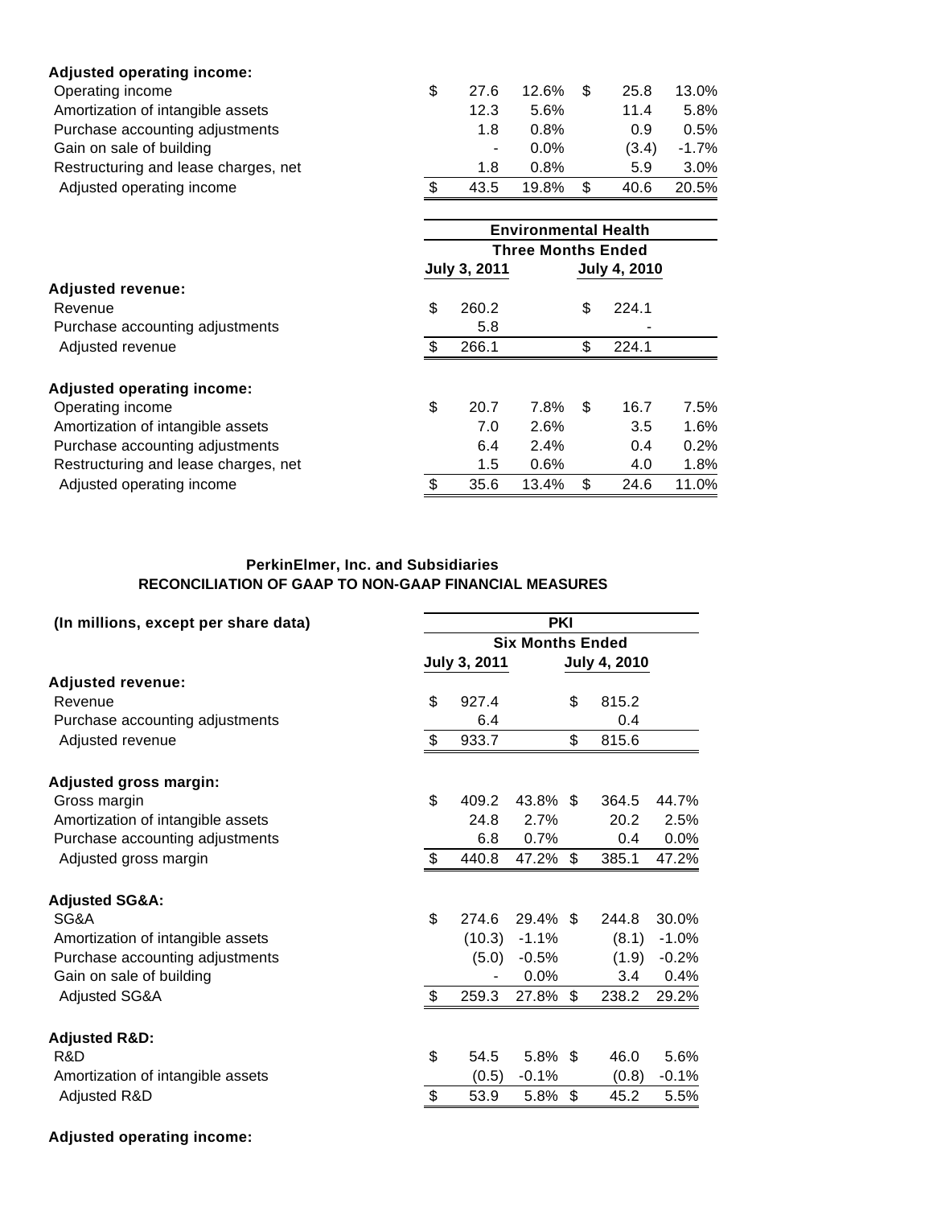| | | | | | | |
|---|---|---|---|---|---|---|
| **Adjusted operating income:** | | | | | | |
| Operating income | $ | 27.6 | 12.6% | $ | 25.8 | 13.0% |
| Amortization of intangible assets | | 12.3 | 5.6% | | 11.4 | 5.8% |
| Purchase accounting adjustments | | 1.8 | 0.8% | | 0.9 | 0.5% |
| Gain on sale of building | | - | 0.0% | | (3.4) | -1.7% |
| Restructuring and lease charges, net | | 1.8 | 0.8% | | 5.9 | 3.0% |
| Adjusted operating income | $ | 43.5 | 19.8% | $ | 40.6 | 20.5% |

| | Environmental Health | | | | | |
|---|---|---|---|---|---|---|
| | Three Months Ended | | | | | |
| | July 3, 2011 | | | July 4, 2010 | | |
| **Adjusted revenue:** | | | | | | |
| Revenue | $ | 260.2 | | $ | 224.1 | |
| Purchase accounting adjustments | | 5.8 | | | - | |
| Adjusted revenue | $ | 266.1 | | $ | 224.1 | |
| **Adjusted operating income:** | | | | | | |
| Operating income | $ | 20.7 | 7.8% | $ | 16.7 | 7.5% |
| Amortization of intangible assets | | 7.0 | 2.6% | | 3.5 | 1.6% |
| Purchase accounting adjustments | | 6.4 | 2.4% | | 0.4 | 0.2% |
| Restructuring and lease charges, net | | 1.5 | 0.6% | | 4.0 | 1.8% |
| Adjusted operating income | $ | 35.6 | 13.4% | $ | 24.6 | 11.0% |

**PerkinElmer, Inc. and Subsidiaries**
**RECONCILIATION OF GAAP TO NON-GAAP FINANCIAL MEASURES**

| (In millions, except per share data) | PKI | | | | | |
|---|---|---|---|---|---|---|
| | Six Months Ended | | | | | |
| | July 3, 2011 | | | July 4, 2010 | | |
| **Adjusted revenue:** | | | | | | |
| Revenue | $ | 927.4 | | $ | 815.2 | |
| Purchase accounting adjustments | | 6.4 | | | 0.4 | |
| Adjusted revenue | $ | 933.7 | | $ | 815.6 | |
| **Adjusted gross margin:** | | | | | | |
| Gross margin | $ | 409.2 | 43.8% | $ | 364.5 | 44.7% |
| Amortization of intangible assets | | 24.8 | 2.7% | | 20.2 | 2.5% |
| Purchase accounting adjustments | | 6.8 | 0.7% | | 0.4 | 0.0% |
| Adjusted gross margin | $ | 440.8 | 47.2% | $ | 385.1 | 47.2% |
| **Adjusted SG&A:** | | | | | | |
| SG&A | $ | 274.6 | 29.4% | $ | 244.8 | 30.0% |
| Amortization of intangible assets | | (10.3) | -1.1% | | (8.1) | -1.0% |
| Purchase accounting adjustments | | (5.0) | -0.5% | | (1.9) | -0.2% |
| Gain on sale of building | | - | 0.0% | | 3.4 | 0.4% |
| Adjusted SG&A | $ | 259.3 | 27.8% | $ | 238.2 | 29.2% |
| **Adjusted R&D:** | | | | | | |
| R&D | $ | 54.5 | 5.8% | $ | 46.0 | 5.6% |
| Amortization of intangible assets | | (0.5) | -0.1% | | (0.8) | -0.1% |
| Adjusted R&D | $ | 53.9 | 5.8% | $ | 45.2 | 5.5% |

**Adjusted operating income:**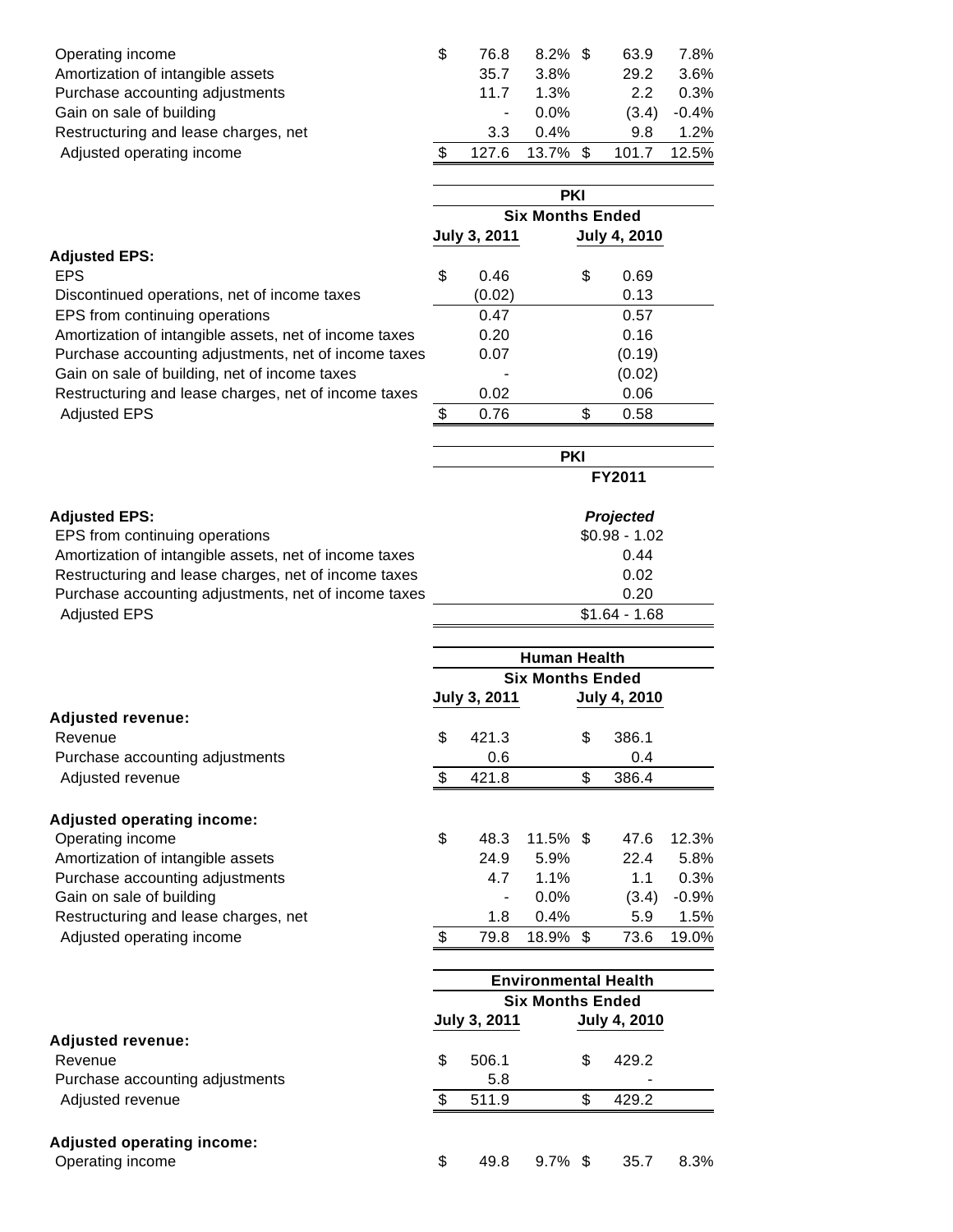| | | | | |
|---|---|---|---|---|
| Operating income | $ 76.8 | 8.2% | $ 63.9 | 7.8% |
| Amortization of intangible assets | 35.7 | 3.8% | 29.2 | 3.6% |
| Purchase accounting adjustments | 11.7 | 1.3% | 2.2 | 0.3% |
| Gain on sale of building | - | 0.0% | (3.4) | -0.4% |
| Restructuring and lease charges, net | 3.3 | 0.4% | 9.8 | 1.2% |
| Adjusted operating income | $ 127.6 | 13.7% | $ 101.7 | 12.5% |

| | PKI | |
|---|---|---|
| | Six Months Ended | |
| | July 3, 2011 | July 4, 2010 |
| **Adjusted EPS:** | | |
| EPS | $ 0.46 | $ 0.69 |
| Discontinued operations, net of income taxes | (0.02) | 0.13 |
| EPS from continuing operations | 0.47 | 0.57 |
| Amortization of intangible assets, net of income taxes | 0.20 | 0.16 |
| Purchase accounting adjustments, net of income taxes | 0.07 | (0.19) |
| Gain on sale of building, net of income taxes | - | (0.02) |
| Restructuring and lease charges, net of income taxes | 0.02 | 0.06 |
| Adjusted EPS | $ 0.76 | $ 0.58 |

| | PKI |
|---|---|
| | FY2011 |
| **Adjusted EPS:** | *Projected* |
| EPS from continuing operations | $0.98 - 1.02 |
| Amortization of intangible assets, net of income taxes | 0.44 |
| Restructuring and lease charges, net of income taxes | 0.02 |
| Purchase accounting adjustments, net of income taxes | 0.20 |
| Adjusted EPS | $1.64 - 1.68 |

| | Human Health | | | |
|---|---|---|---|---|
| | Six Months Ended | | | |
| | July 3, 2011 | | July 4, 2010 | |
| **Adjusted revenue:** | | | | |
| Revenue | $ 421.3 | | $ 386.1 | |
| Purchase accounting adjustments | 0.6 | | 0.4 | |
| Adjusted revenue | $ 421.8 | | $ 386.4 | |
| **Adjusted operating income:** | | | | |
| Operating income | $ 48.3 | 11.5% | $ 47.6 | 12.3% |
| Amortization of intangible assets | 24.9 | 5.9% | 22.4 | 5.8% |
| Purchase accounting adjustments | 4.7 | 1.1% | 1.1 | 0.3% |
| Gain on sale of building | - | 0.0% | (3.4) | -0.9% |
| Restructuring and lease charges, net | 1.8 | 0.4% | 5.9 | 1.5% |
| Adjusted operating income | $ 79.8 | 18.9% | $ 73.6 | 19.0% |

| | Environmental Health | | | |
|---|---|---|---|---|
| | Six Months Ended | | | |
| | July 3, 2011 | | July 4, 2010 | |
| **Adjusted revenue:** | | | | |
| Revenue | $ 506.1 | | $ 429.2 | |
| Purchase accounting adjustments | 5.8 | | - | |
| Adjusted revenue | $ 511.9 | | $ 429.2 | |
| **Adjusted operating income:** | | | | |
| Operating income | $ 49.8 | 9.7% | $ 35.7 | 8.3% |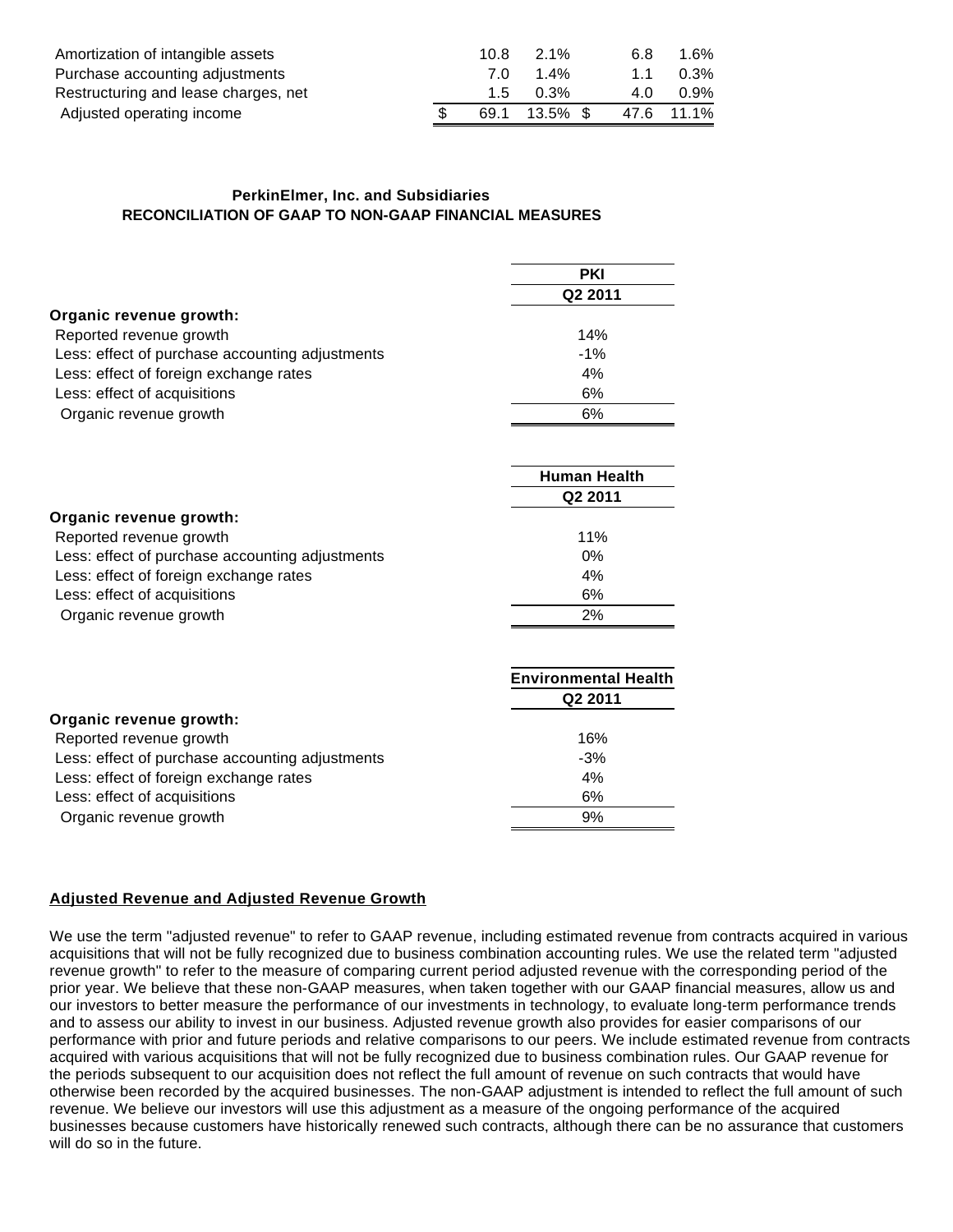| | | | | | | |
|---|---|---|---|---|---|---|
| Amortization of intangible assets | | 10.8 | 2.1% | | 6.8 | 1.6% |
| Purchase accounting adjustments | | 7.0 | 1.4% | | 1.1 | 0.3% |
| Restructuring and lease charges, net | | 1.5 | 0.3% | | 4.0 | 0.9% |
| Adjusted operating income | $ | 69.1 | 13.5% | $ | 47.6 | 11.1% |

**PerkinElmer, Inc. and Subsidiaries**
**RECONCILIATION OF GAAP TO NON-GAAP FINANCIAL MEASURES**

| | PKI |
|---|---|
| | Q2 2011 |
| **Organic revenue growth:** | |
| Reported revenue growth | 14% |
| Less: effect of purchase accounting adjustments | -1% |
| Less: effect of foreign exchange rates | 4% |
| Less: effect of acquisitions | 6% |
| Organic revenue growth | 6% |

| | Human Health |
|---|---|
| | Q2 2011 |
| **Organic revenue growth:** | |
| Reported revenue growth | 11% |
| Less: effect of purchase accounting adjustments | 0% |
| Less: effect of foreign exchange rates | 4% |
| Less: effect of acquisitions | 6% |
| Organic revenue growth | 2% |

| | Environmental Health |
|---|---|
| | Q2 2011 |
| **Organic revenue growth:** | |
| Reported revenue growth | 16% |
| Less: effect of purchase accounting adjustments | -3% |
| Less: effect of foreign exchange rates | 4% |
| Less: effect of acquisitions | 6% |
| Organic revenue growth | 9% |

**Adjusted Revenue and Adjusted Revenue Growth**

We use the term "adjusted revenue" to refer to GAAP revenue, including estimated revenue from contracts acquired in various acquisitions that will not be fully recognized due to business combination accounting rules. We use the related term "adjusted revenue growth" to refer to the measure of comparing current period adjusted revenue with the corresponding period of the prior year. We believe that these non-GAAP measures, when taken together with our GAAP financial measures, allow us and our investors to better measure the performance of our investments in technology, to evaluate long-term performance trends and to assess our ability to invest in our business. Adjusted revenue growth also provides for easier comparisons of our performance with prior and future periods and relative comparisons to our peers. We include estimated revenue from contracts acquired with various acquisitions that will not be fully recognized due to business combination rules. Our GAAP revenue for the periods subsequent to our acquisition does not reflect the full amount of revenue on such contracts that would have otherwise been recorded by the acquired businesses. The non-GAAP adjustment is intended to reflect the full amount of such revenue. We believe our investors will use this adjustment as a measure of the ongoing performance of the acquired businesses because customers have historically renewed such contracts, although there can be no assurance that customers will do so in the future.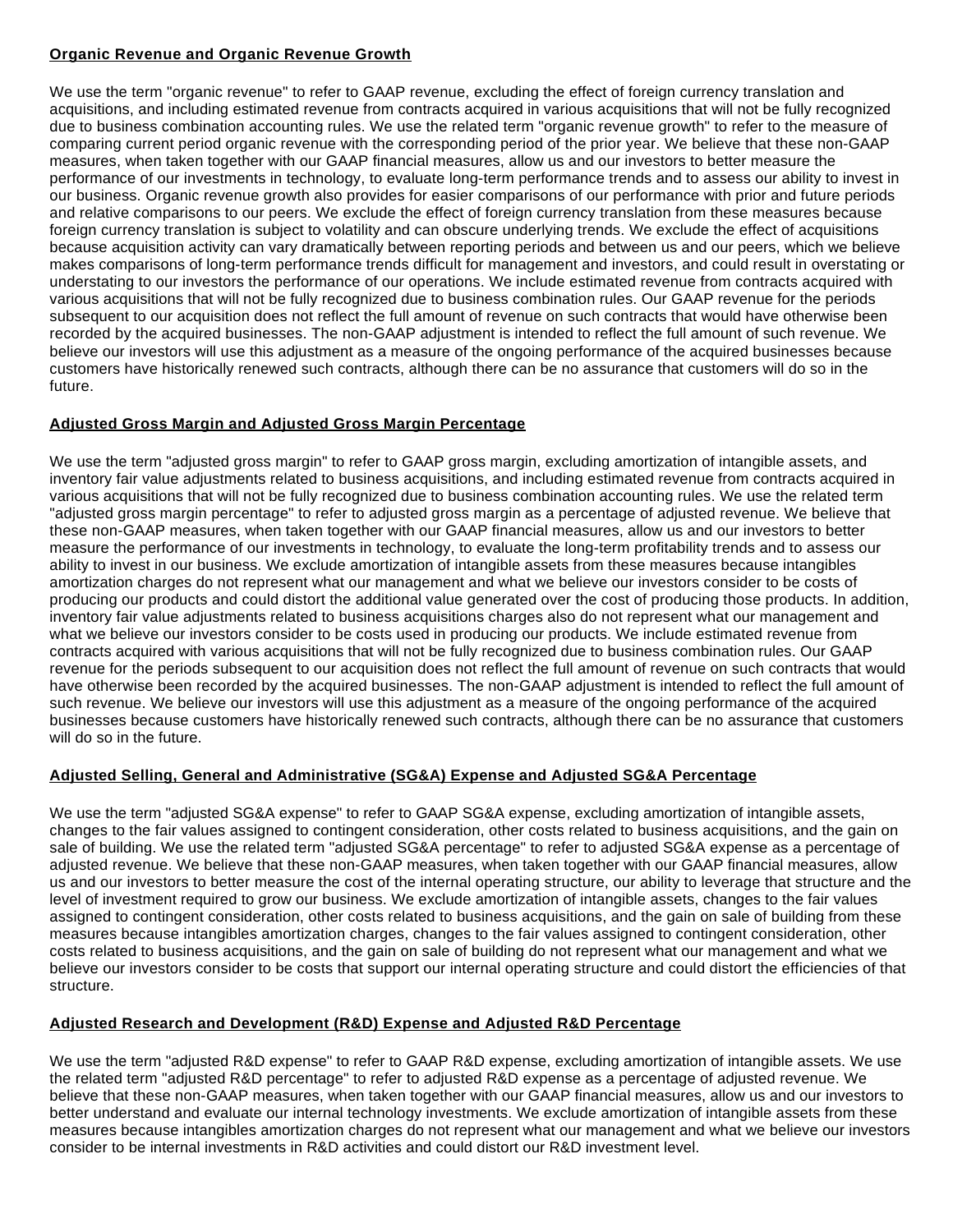**Organic Revenue and Organic Revenue Growth**

We use the term "organic revenue" to refer to GAAP revenue, excluding the effect of foreign currency translation and acquisitions, and including estimated revenue from contracts acquired in various acquisitions that will not be fully recognized due to business combination accounting rules. We use the related term "organic revenue growth" to refer to the measure of comparing current period organic revenue with the corresponding period of the prior year. We believe that these non-GAAP measures, when taken together with our GAAP financial measures, allow us and our investors to better measure the performance of our investments in technology, to evaluate long-term performance trends and to assess our ability to invest in our business. Organic revenue growth also provides for easier comparisons of our performance with prior and future periods and relative comparisons to our peers. We exclude the effect of foreign currency translation from these measures because foreign currency translation is subject to volatility and can obscure underlying trends. We exclude the effect of acquisitions because acquisition activity can vary dramatically between reporting periods and between us and our peers, which we believe makes comparisons of long-term performance trends difficult for management and investors, and could result in overstating or understating to our investors the performance of our operations. We include estimated revenue from contracts acquired with various acquisitions that will not be fully recognized due to business combination rules. Our GAAP revenue for the periods subsequent to our acquisition does not reflect the full amount of revenue on such contracts that would have otherwise been recorded by the acquired businesses. The non-GAAP adjustment is intended to reflect the full amount of such revenue. We believe our investors will use this adjustment as a measure of the ongoing performance of the acquired businesses because customers have historically renewed such contracts, although there can be no assurance that customers will do so in the future.

**Adjusted Gross Margin and Adjusted Gross Margin Percentage**

We use the term "adjusted gross margin" to refer to GAAP gross margin, excluding amortization of intangible assets, and inventory fair value adjustments related to business acquisitions, and including estimated revenue from contracts acquired in various acquisitions that will not be fully recognized due to business combination accounting rules. We use the related term "adjusted gross margin percentage" to refer to adjusted gross margin as a percentage of adjusted revenue. We believe that these non-GAAP measures, when taken together with our GAAP financial measures, allow us and our investors to better measure the performance of our investments in technology, to evaluate the long-term profitability trends and to assess our ability to invest in our business. We exclude amortization of intangible assets from these measures because intangibles amortization charges do not represent what our management and what we believe our investors consider to be costs of producing our products and could distort the additional value generated over the cost of producing those products. In addition, inventory fair value adjustments related to business acquisitions charges also do not represent what our management and what we believe our investors consider to be costs used in producing our products. We include estimated revenue from contracts acquired with various acquisitions that will not be fully recognized due to business combination rules. Our GAAP revenue for the periods subsequent to our acquisition does not reflect the full amount of revenue on such contracts that would have otherwise been recorded by the acquired businesses. The non-GAAP adjustment is intended to reflect the full amount of such revenue. We believe our investors will use this adjustment as a measure of the ongoing performance of the acquired businesses because customers have historically renewed such contracts, although there can be no assurance that customers will do so in the future.

**Adjusted Selling, General and Administrative (SG&A) Expense and Adjusted SG&A Percentage**

We use the term "adjusted SG&A expense" to refer to GAAP SG&A expense, excluding amortization of intangible assets, changes to the fair values assigned to contingent consideration, other costs related to business acquisitions, and the gain on sale of building. We use the related term "adjusted SG&A percentage" to refer to adjusted SG&A expense as a percentage of adjusted revenue. We believe that these non-GAAP measures, when taken together with our GAAP financial measures, allow us and our investors to better measure the cost of the internal operating structure, our ability to leverage that structure and the level of investment required to grow our business. We exclude amortization of intangible assets, changes to the fair values assigned to contingent consideration, other costs related to business acquisitions, and the gain on sale of building from these measures because intangibles amortization charges, changes to the fair values assigned to contingent consideration, other costs related to business acquisitions, and the gain on sale of building do not represent what our management and what we believe our investors consider to be costs that support our internal operating structure and could distort the efficiencies of that structure.

**Adjusted Research and Development (R&D) Expense and Adjusted R&D Percentage**

We use the term "adjusted R&D expense" to refer to GAAP R&D expense, excluding amortization of intangible assets. We use the related term "adjusted R&D percentage" to refer to adjusted R&D expense as a percentage of adjusted revenue. We believe that these non-GAAP measures, when taken together with our GAAP financial measures, allow us and our investors to better understand and evaluate our internal technology investments. We exclude amortization of intangible assets from these measures because intangibles amortization charges do not represent what our management and what we believe our investors consider to be internal investments in R&D activities and could distort our R&D investment level.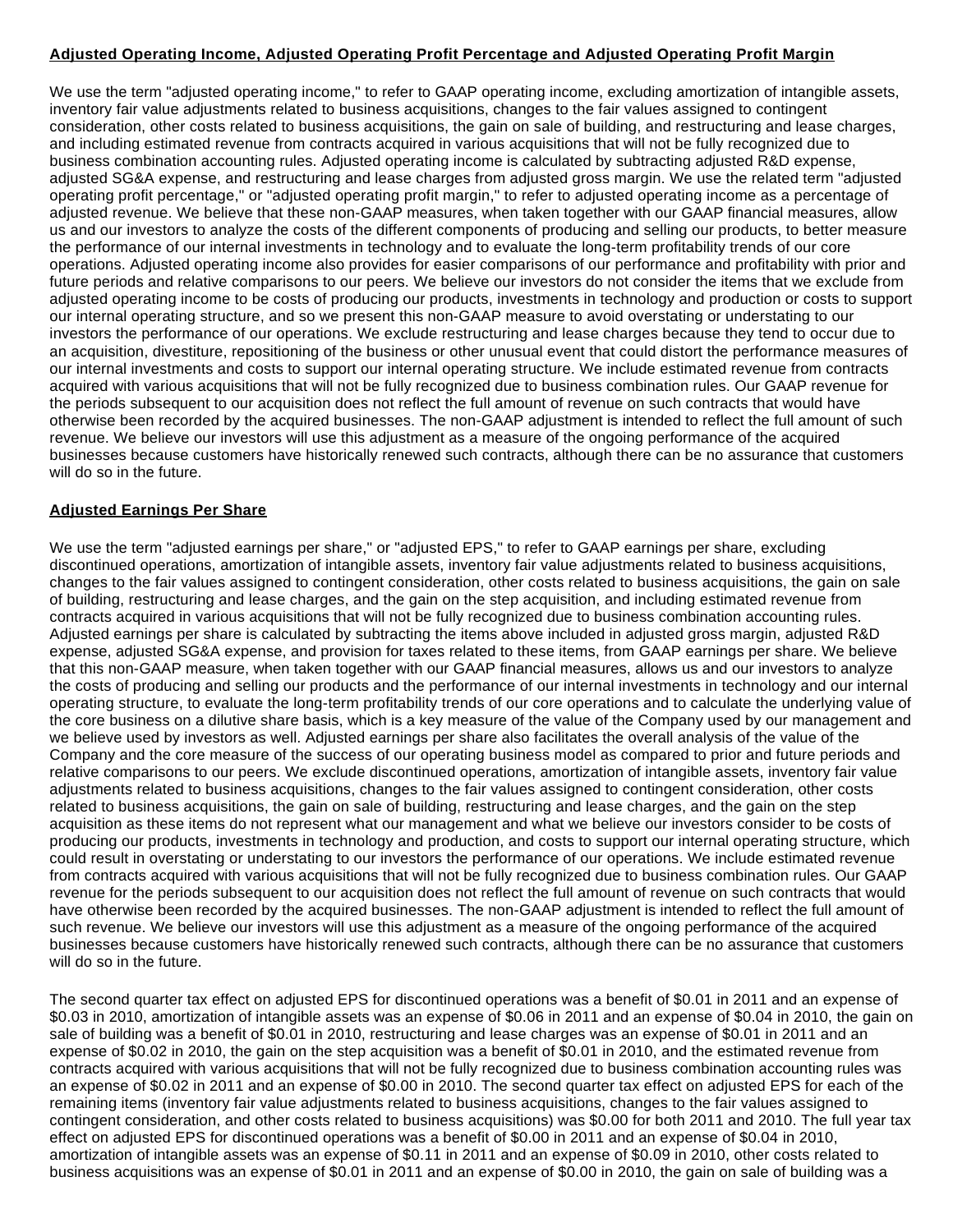**Adjusted Operating Income, Adjusted Operating Profit Percentage and Adjusted Operating Profit Margin**

We use the term "adjusted operating income," to refer to GAAP operating income, excluding amortization of intangible assets, inventory fair value adjustments related to business acquisitions, changes to the fair values assigned to contingent consideration, other costs related to business acquisitions, the gain on sale of building, and restructuring and lease charges, and including estimated revenue from contracts acquired in various acquisitions that will not be fully recognized due to business combination accounting rules. Adjusted operating income is calculated by subtracting adjusted R&D expense, adjusted SG&A expense, and restructuring and lease charges from adjusted gross margin. We use the related term "adjusted operating profit percentage," or "adjusted operating profit margin," to refer to adjusted operating income as a percentage of adjusted revenue. We believe that these non-GAAP measures, when taken together with our GAAP financial measures, allow us and our investors to analyze the costs of the different components of producing and selling our products, to better measure the performance of our internal investments in technology and to evaluate the long-term profitability trends of our core operations. Adjusted operating income also provides for easier comparisons of our performance and profitability with prior and future periods and relative comparisons to our peers. We believe our investors do not consider the items that we exclude from adjusted operating income to be costs of producing our products, investments in technology and production or costs to support our internal operating structure, and so we present this non-GAAP measure to avoid overstating or understating to our investors the performance of our operations. We exclude restructuring and lease charges because they tend to occur due to an acquisition, divestiture, repositioning of the business or other unusual event that could distort the performance measures of our internal investments and costs to support our internal operating structure. We include estimated revenue from contracts acquired with various acquisitions that will not be fully recognized due to business combination rules. Our GAAP revenue for the periods subsequent to our acquisition does not reflect the full amount of revenue on such contracts that would have otherwise been recorded by the acquired businesses. The non-GAAP adjustment is intended to reflect the full amount of such revenue. We believe our investors will use this adjustment as a measure of the ongoing performance of the acquired businesses because customers have historically renewed such contracts, although there can be no assurance that customers will do so in the future.

**Adjusted Earnings Per Share**

We use the term "adjusted earnings per share," or "adjusted EPS," to refer to GAAP earnings per share, excluding discontinued operations, amortization of intangible assets, inventory fair value adjustments related to business acquisitions, changes to the fair values assigned to contingent consideration, other costs related to business acquisitions, the gain on sale of building, restructuring and lease charges, and the gain on the step acquisition, and including estimated revenue from contracts acquired in various acquisitions that will not be fully recognized due to business combination accounting rules. Adjusted earnings per share is calculated by subtracting the items above included in adjusted gross margin, adjusted R&D expense, adjusted SG&A expense, and provision for taxes related to these items, from GAAP earnings per share. We believe that this non-GAAP measure, when taken together with our GAAP financial measures, allows us and our investors to analyze the costs of producing and selling our products and the performance of our internal investments in technology and our internal operating structure, to evaluate the long-term profitability trends of our core operations and to calculate the underlying value of the core business on a dilutive share basis, which is a key measure of the value of the Company used by our management and we believe used by investors as well. Adjusted earnings per share also facilitates the overall analysis of the value of the Company and the core measure of the success of our operating business model as compared to prior and future periods and relative comparisons to our peers. We exclude discontinued operations, amortization of intangible assets, inventory fair value adjustments related to business acquisitions, changes to the fair values assigned to contingent consideration, other costs related to business acquisitions, the gain on sale of building, restructuring and lease charges, and the gain on the step acquisition as these items do not represent what our management and what we believe our investors consider to be costs of producing our products, investments in technology and production, and costs to support our internal operating structure, which could result in overstating or understating to our investors the performance of our operations. We include estimated revenue from contracts acquired with various acquisitions that will not be fully recognized due to business combination rules. Our GAAP revenue for the periods subsequent to our acquisition does not reflect the full amount of revenue on such contracts that would have otherwise been recorded by the acquired businesses. The non-GAAP adjustment is intended to reflect the full amount of such revenue. We believe our investors will use this adjustment as a measure of the ongoing performance of the acquired businesses because customers have historically renewed such contracts, although there can be no assurance that customers will do so in the future.

The second quarter tax effect on adjusted EPS for discontinued operations was a benefit of $0.01 in 2011 and an expense of $0.03 in 2010, amortization of intangible assets was an expense of $0.06 in 2011 and an expense of $0.04 in 2010, the gain on sale of building was a benefit of $0.01 in 2010, restructuring and lease charges was an expense of $0.01 in 2011 and an expense of $0.02 in 2010, the gain on the step acquisition was a benefit of $0.01 in 2010, and the estimated revenue from contracts acquired with various acquisitions that will not be fully recognized due to business combination accounting rules was an expense of $0.02 in 2011 and an expense of $0.00 in 2010. The second quarter tax effect on adjusted EPS for each of the remaining items (inventory fair value adjustments related to business acquisitions, changes to the fair values assigned to contingent consideration, and other costs related to business acquisitions) was $0.00 for both 2011 and 2010. The full year tax effect on adjusted EPS for discontinued operations was a benefit of $0.00 in 2011 and an expense of $0.04 in 2010, amortization of intangible assets was an expense of $0.11 in 2011 and an expense of $0.09 in 2010, other costs related to business acquisitions was an expense of $0.01 in 2011 and an expense of $0.00 in 2010, the gain on sale of building was a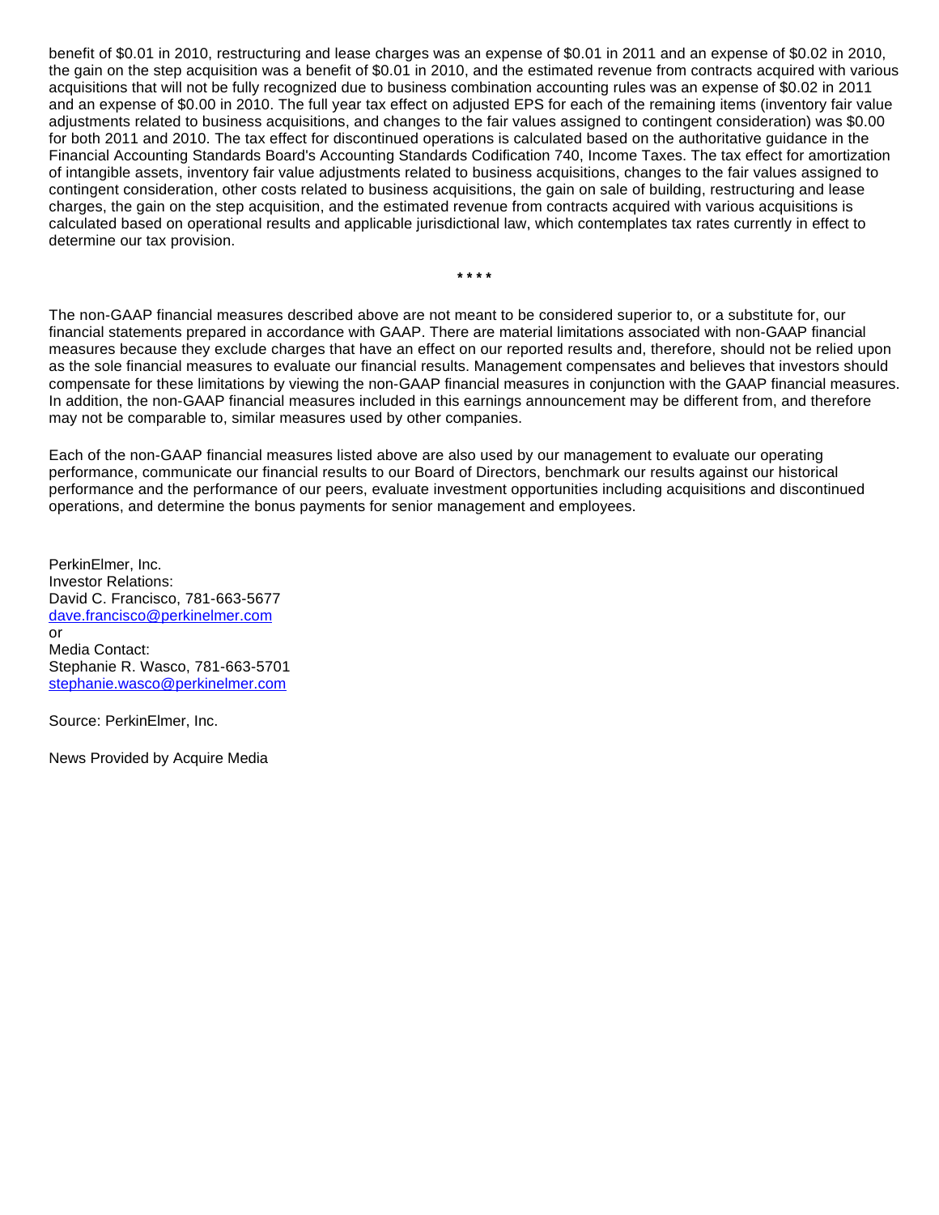benefit of $0.01 in 2010, restructuring and lease charges was an expense of $0.01 in 2011 and an expense of $0.02 in 2010, the gain on the step acquisition was a benefit of $0.01 in 2010, and the estimated revenue from contracts acquired with various acquisitions that will not be fully recognized due to business combination accounting rules was an expense of $0.02 in 2011 and an expense of $0.00 in 2010. The full year tax effect on adjusted EPS for each of the remaining items (inventory fair value adjustments related to business acquisitions, and changes to the fair values assigned to contingent consideration) was $0.00 for both 2011 and 2010. The tax effect for discontinued operations is calculated based on the authoritative guidance in the Financial Accounting Standards Board's Accounting Standards Codification 740, Income Taxes. The tax effect for amortization of intangible assets, inventory fair value adjustments related to business acquisitions, changes to the fair values assigned to contingent consideration, other costs related to business acquisitions, the gain on sale of building, restructuring and lease charges, the gain on the step acquisition, and the estimated revenue from contracts acquired with various acquisitions is calculated based on operational results and applicable jurisdictional law, which contemplates tax rates currently in effect to determine our tax provision.

\* \* \* \*

The non-GAAP financial measures described above are not meant to be considered superior to, or a substitute for, our financial statements prepared in accordance with GAAP. There are material limitations associated with non-GAAP financial measures because they exclude charges that have an effect on our reported results and, therefore, should not be relied upon as the sole financial measures to evaluate our financial results. Management compensates and believes that investors should compensate for these limitations by viewing the non-GAAP financial measures in conjunction with the GAAP financial measures. In addition, the non-GAAP financial measures included in this earnings announcement may be different from, and therefore may not be comparable to, similar measures used by other companies.

Each of the non-GAAP financial measures listed above are also used by our management to evaluate our operating performance, communicate our financial results to our Board of Directors, benchmark our results against our historical performance and the performance of our peers, evaluate investment opportunities including acquisitions and discontinued operations, and determine the bonus payments for senior management and employees.

PerkinElmer, Inc.
Investor Relations:
David C. Francisco, 781-663-5677
dave.francisco@perkinelmer.com
or
Media Contact:
Stephanie R. Wasco, 781-663-5701
stephanie.wasco@perkinelmer.com

Source: PerkinElmer, Inc.

News Provided by Acquire Media